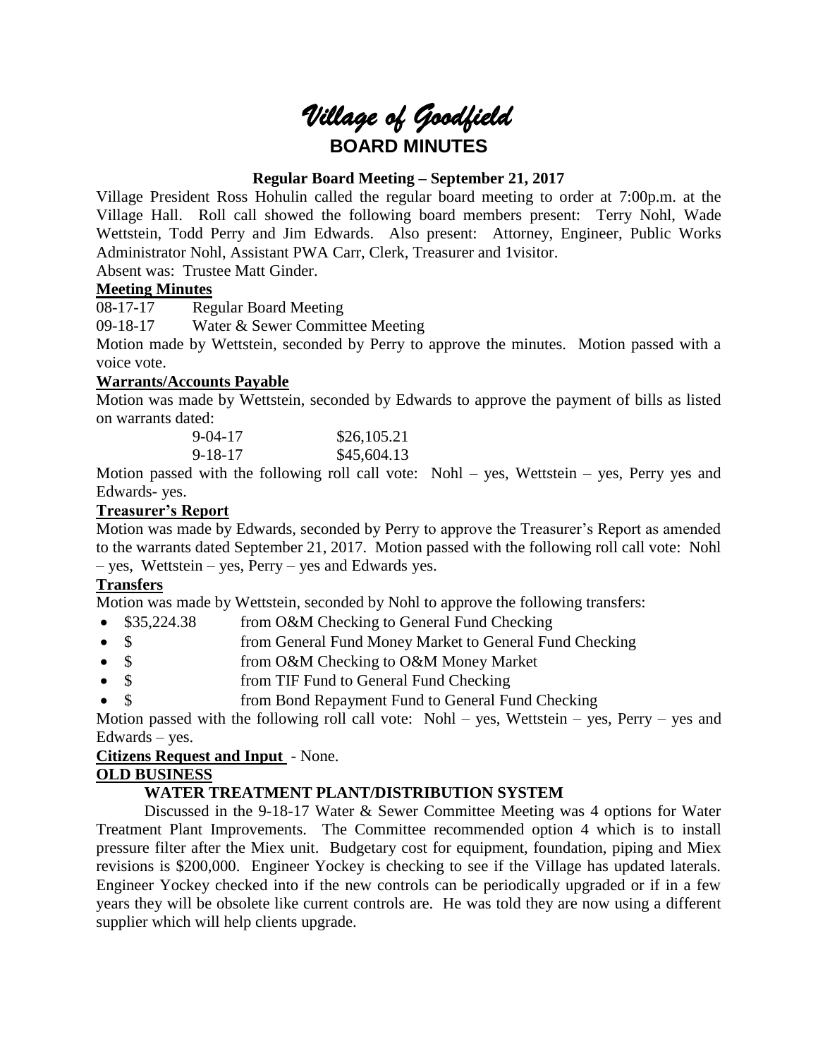# *Village of Goodfield*

## BOARD MINUTES

**Regular Board Meeting – September 21, 2017**

Village President Ross Hohulin called the regular board meeting to order at 7:00p.m. at the Village Hall. Roll call showed the following board members present: Terry Nohl, Wade Wettstein, Todd Perry and Jim Edwards. Also present: Attorney, Engineer, Public Works Administrator Nohl, Assistant PWA Carr, Clerk, Treasurer and 1visitor.

Absent was: Trustee Matt Ginder.

**Meeting Minutes**

08-17-17 Regular Board Meeting

09-18-17 Water & Sewer Committee Meeting

Motion made by Wettstein, seconded by Perry to approve the minutes. Motion passed with a voice vote.

**Warrants/Accounts Payable**

Motion was made by Wettstein, seconded by Edwards to approve the payment of bills as listed on warrants dated:

| | |
|---|---|
| 9-04-17 | \$26,105.21 |
| 9-18-17 | \$45,604.13 |

Motion passed with the following roll call vote: Nohl – yes, Wettstein – yes, Perry yes and Edwards- yes.

**Treasurer's Report**

Motion was made by Edwards, seconded by Perry to approve the Treasurer's Report as amended to the warrants dated September 21, 2017. Motion passed with the following roll call vote: Nohl – yes, Wettstein – yes, Perry – yes and Edwards yes.

**Transfers**

Motion was made by Wettstein, seconded by Nohl to approve the following transfers:

- \$35,224.38 from O&M Checking to General Fund Checking
- \$ from General Fund Money Market to General Fund Checking
- \$ from O&M Checking to O&M Money Market
- \$ from TIF Fund to General Fund Checking
- \$ from Bond Repayment Fund to General Fund Checking

Motion passed with the following roll call vote: Nohl – yes, Wettstein – yes, Perry – yes and Edwards – yes.

**Citizens Request and Input** - None.

**OLD BUSINESS**

**WATER TREATMENT PLANT/DISTRIBUTION SYSTEM**

Discussed in the 9-18-17 Water & Sewer Committee Meeting was 4 options for Water Treatment Plant Improvements. The Committee recommended option 4 which is to install pressure filter after the Miex unit. Budgetary cost for equipment, foundation, piping and Miex revisions is \$200,000. Engineer Yockey is checking to see if the Village has updated laterals. Engineer Yockey checked into if the new controls can be periodically upgraded or if in a few years they will be obsolete like current controls are. He was told they are now using a different supplier which will help clients upgrade.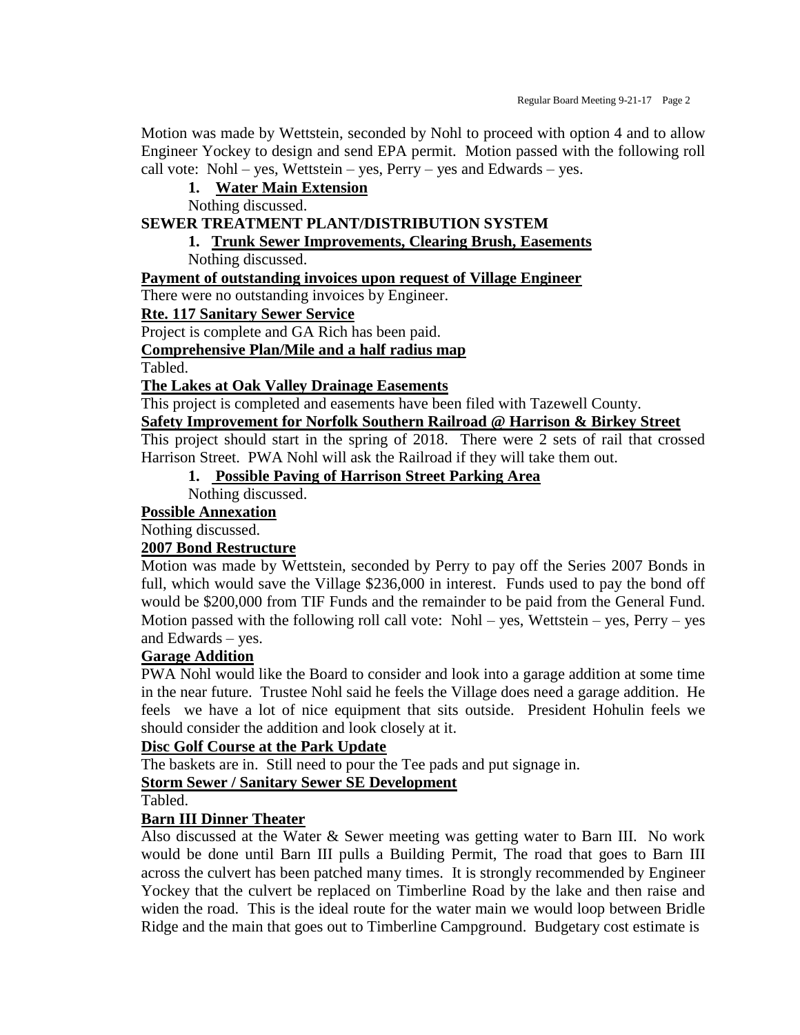Motion was made by Wettstein, seconded by Nohl to proceed with option 4 and to allow Engineer Yockey to design and send EPA permit. Motion passed with the following roll call vote: Nohl – yes, Wettstein – yes, Perry – yes and Edwards – yes.

1. **Water Main Extension**

Nothing discussed.

**SEWER TREATMENT PLANT/DISTRIBUTION SYSTEM**

1. **Trunk Sewer Improvements, Clearing Brush, Easements**

Nothing discussed.

**Payment of outstanding invoices upon request of Village Engineer**

There were no outstanding invoices by Engineer.

**Rte. 117 Sanitary Sewer Service**

Project is complete and GA Rich has been paid.

**Comprehensive Plan/Mile and a half radius map**

Tabled.

**The Lakes at Oak Valley Drainage Easements**

This project is completed and easements have been filed with Tazewell County.

**Safety Improvement for Norfolk Southern Railroad @ Harrison & Birkey Street**

This project should start in the spring of 2018. There were 2 sets of rail that crossed Harrison Street. PWA Nohl will ask the Railroad if they will take them out.

1. **Possible Paving of Harrison Street Parking Area**

Nothing discussed.

**Possible Annexation**

Nothing discussed.

**2007 Bond Restructure**

Motion was made by Wettstein, seconded by Perry to pay off the Series 2007 Bonds in full, which would save the Village $236,000 in interest. Funds used to pay the bond off would be $200,000 from TIF Funds and the remainder to be paid from the General Fund. Motion passed with the following roll call vote: Nohl – yes, Wettstein – yes, Perry – yes and Edwards – yes.

**Garage Addition**

PWA Nohl would like the Board to consider and look into a garage addition at some time in the near future. Trustee Nohl said he feels the Village does need a garage addition. He feels we have a lot of nice equipment that sits outside. President Hohulin feels we should consider the addition and look closely at it.

**Disc Golf Course at the Park Update**

The baskets are in. Still need to pour the Tee pads and put signage in.

**Storm Sewer / Sanitary Sewer SE Development**

Tabled.

**Barn III Dinner Theater**

Also discussed at the Water & Sewer meeting was getting water to Barn III. No work would be done until Barn III pulls a Building Permit, The road that goes to Barn III across the culvert has been patched many times. It is strongly recommended by Engineer Yockey that the culvert be replaced on Timberline Road by the lake and then raise and widen the road. This is the ideal route for the water main we would loop between Bridle Ridge and the main that goes out to Timberline Campground. Budgetary cost estimate is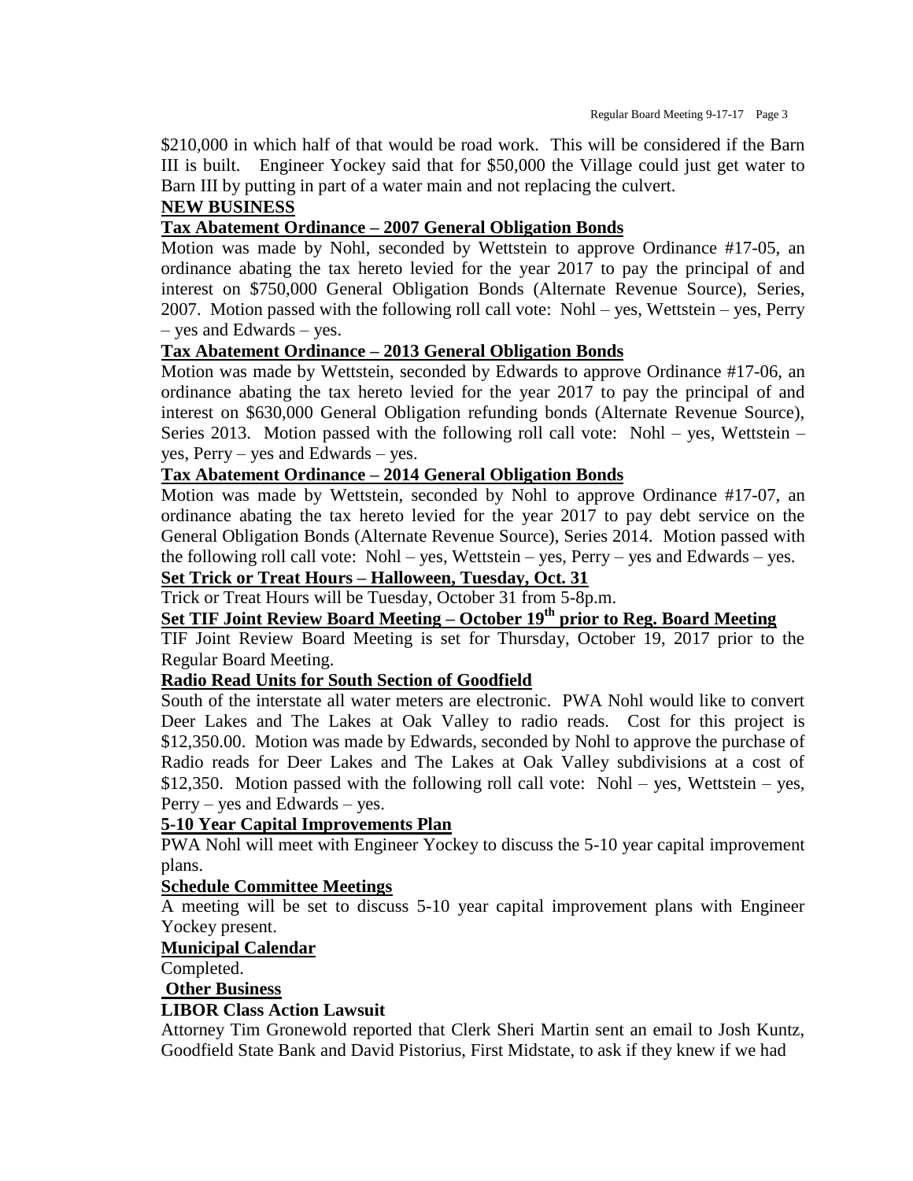$210,000 in which half of that would be road work. This will be considered if the Barn III is built. Engineer Yockey said that for $50,000 the Village could just get water to Barn III by putting in part of a water main and not replacing the culvert.

**NEW BUSINESS**

**Tax Abatement Ordinance – 2007 General Obligation Bonds**

Motion was made by Nohl, seconded by Wettstein to approve Ordinance #17-05, an ordinance abating the tax hereto levied for the year 2017 to pay the principal of and interest on $750,000 General Obligation Bonds (Alternate Revenue Source), Series, 2007. Motion passed with the following roll call vote: Nohl – yes, Wettstein – yes, Perry – yes and Edwards – yes.

**Tax Abatement Ordinance – 2013 General Obligation Bonds**

Motion was made by Wettstein, seconded by Edwards to approve Ordinance #17-06, an ordinance abating the tax hereto levied for the year 2017 to pay the principal of and interest on $630,000 General Obligation refunding bonds (Alternate Revenue Source), Series 2013. Motion passed with the following roll call vote: Nohl – yes, Wettstein – yes, Perry – yes and Edwards – yes.

**Tax Abatement Ordinance – 2014 General Obligation Bonds**

Motion was made by Wettstein, seconded by Nohl to approve Ordinance #17-07, an ordinance abating the tax hereto levied for the year 2017 to pay debt service on the General Obligation Bonds (Alternate Revenue Source), Series 2014. Motion passed with the following roll call vote: Nohl – yes, Wettstein – yes, Perry – yes and Edwards – yes.

**Set Trick or Treat Hours – Halloween, Tuesday, Oct. 31**

Trick or Treat Hours will be Tuesday, October 31 from 5-8p.m.

**Set TIF Joint Review Board Meeting – October 19th prior to Reg. Board Meeting**

TIF Joint Review Board Meeting is set for Thursday, October 19, 2017 prior to the Regular Board Meeting.

**Radio Read Units for South Section of Goodfield**

South of the interstate all water meters are electronic. PWA Nohl would like to convert Deer Lakes and The Lakes at Oak Valley to radio reads. Cost for this project is $12,350.00. Motion was made by Edwards, seconded by Nohl to approve the purchase of Radio reads for Deer Lakes and The Lakes at Oak Valley subdivisions at a cost of $12,350. Motion passed with the following roll call vote: Nohl – yes, Wettstein – yes, Perry – yes and Edwards – yes.

**5-10 Year Capital Improvements Plan**

PWA Nohl will meet with Engineer Yockey to discuss the 5-10 year capital improvement plans.

**Schedule Committee Meetings**

A meeting will be set to discuss 5-10 year capital improvement plans with Engineer Yockey present.

**Municipal Calendar**

Completed.

**Other Business**

**LIBOR Class Action Lawsuit**

Attorney Tim Gronewold reported that Clerk Sheri Martin sent an email to Josh Kuntz, Goodfield State Bank and David Pistorius, First Midstate, to ask if they knew if we had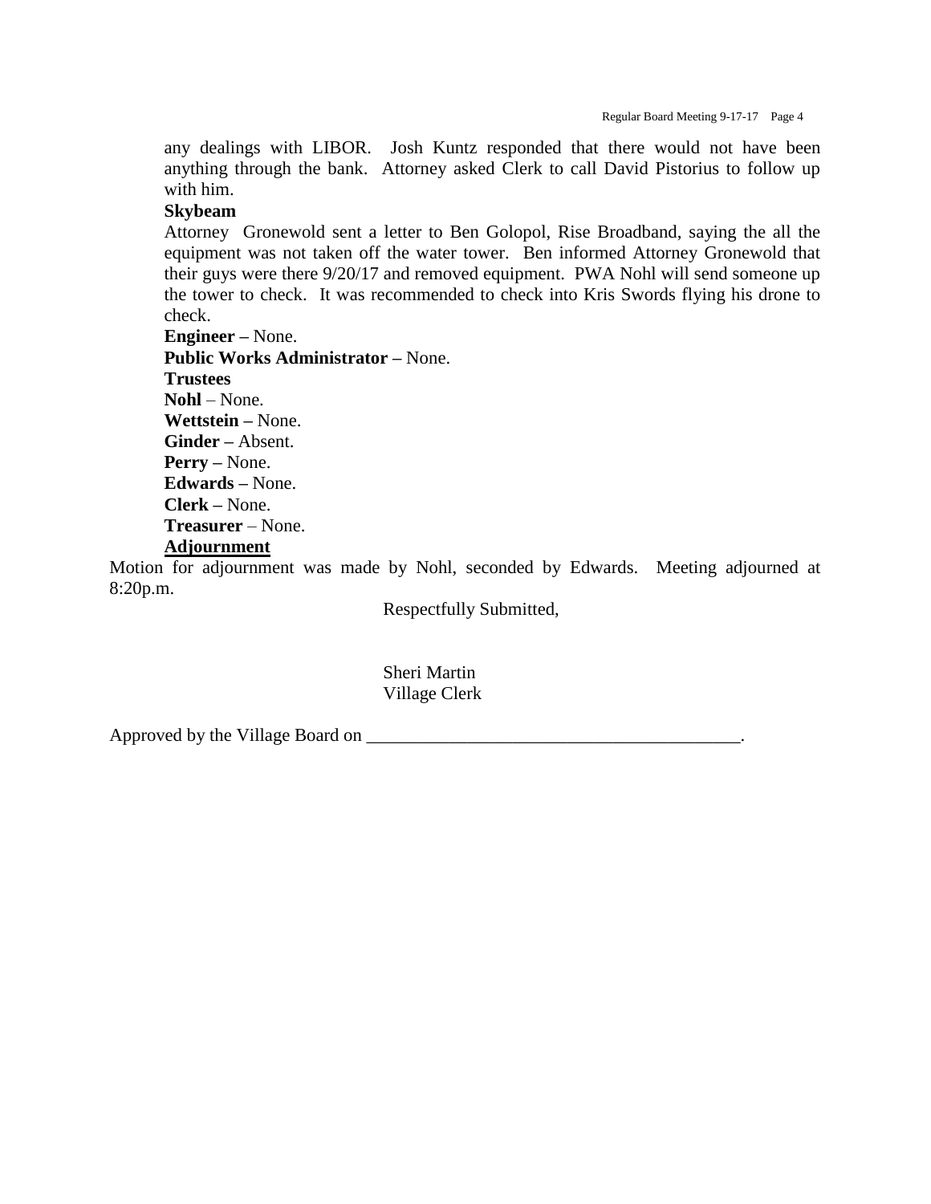any dealings with LIBOR. Josh Kuntz responded that there would not have been anything through the bank. Attorney asked Clerk to call David Pistorius to follow up with him.

**Skybeam**

Attorney Gronewold sent a letter to Ben Golopol, Rise Broadband, saying the all the equipment was not taken off the water tower. Ben informed Attorney Gronewold that their guys were there 9/20/17 and removed equipment. PWA Nohl will send someone up the tower to check. It was recommended to check into Kris Swords flying his drone to check.

**Engineer –** None.

**Public Works Administrator –** None.

**Trustees**

**Nohl** – None.

**Wettstein –** None.

**Ginder –** Absent.

**Perry –** None.

**Edwards –** None.

**Clerk –** None.

**Treasurer** – None.

**Adjournment**

Motion for adjournment was made by Nohl, seconded by Edwards. Meeting adjourned at 8:20p.m.

Respectfully Submitted,

Sheri Martin
Village Clerk

Approved by the Village Board on \_\_\_\_\_\_\_\_\_\_\_\_\_\_\_\_\_\_\_\_\_\_\_\_\_\_\_\_\_\_\_\_\_\_\_\_\_\_\_\_\_.